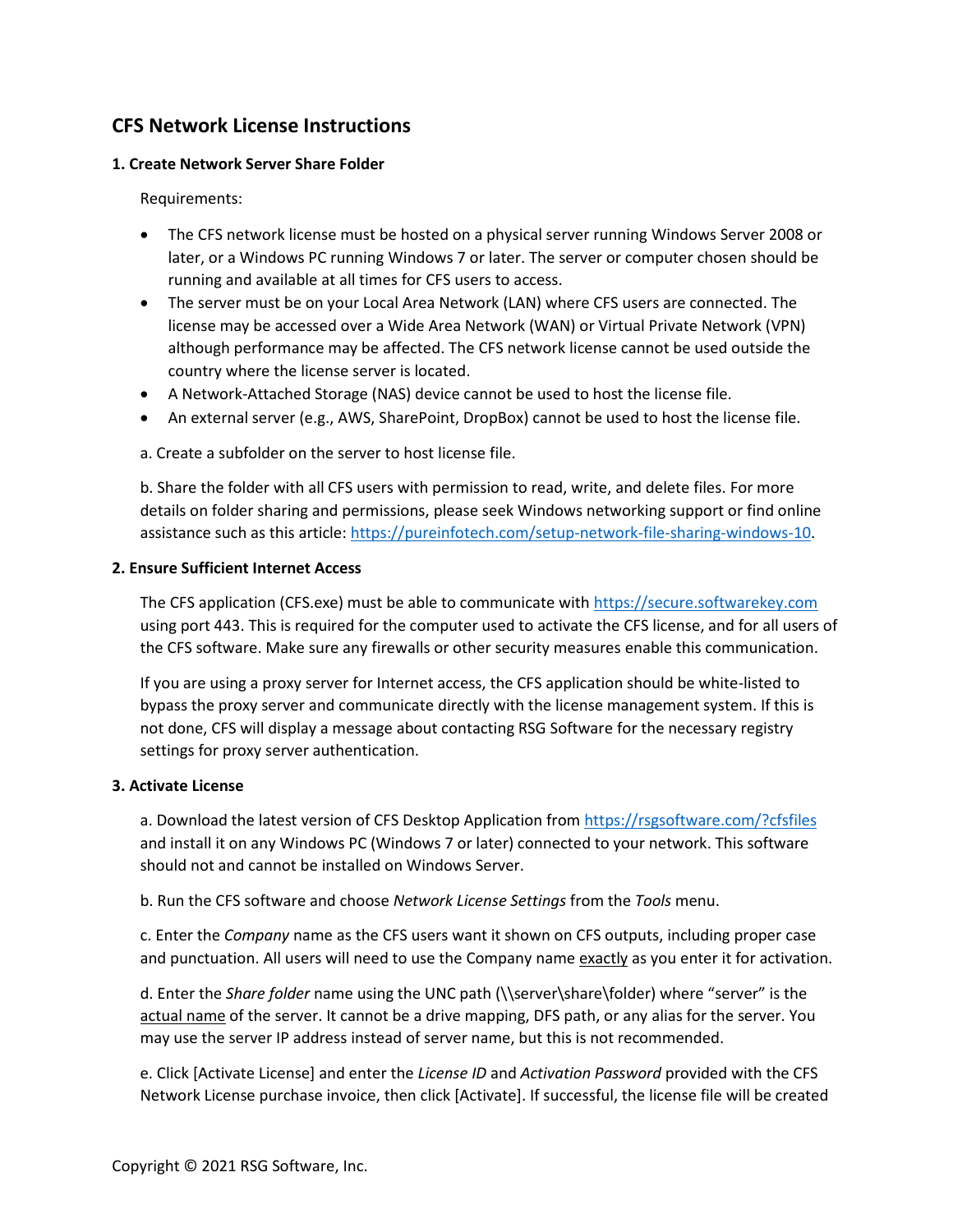# CFS Network License Instructions

### 1. Create Network Server Share Folder

Requirements:

- The CFS network license must be hosted on a physical server running Windows Server 2008 or later, or a Windows PC running Windows 7 or later. The server or computer chosen should be running and available at all times for CFS users to access.
- The server must be on your Local Area Network (LAN) where CFS users are connected. The license may be accessed over a Wide Area Network (WAN) or Virtual Private Network (VPN) although performance may be affected. The CFS network license cannot be used outside the country where the license server is located.
- A Network-Attached Storage (NAS) device cannot be used to host the license file.
- An external server (e.g., AWS, SharePoint, DropBox) cannot be used to host the license file.

a. Create a subfolder on the server to host license file.

b. Share the folder with all CFS users with permission to read, write, and delete files. For more details on folder sharing and permissions, please seek Windows networking support or find online assistance such as this article: https://pureinfotech.com/setup-network-file-sharing-windows-10.

### 2. Ensure Sufficient Internet Access

The CFS application (CFS.exe) must be able to communicate with https://secure.softwarekey.com using port 443. This is required for the computer used to activate the CFS license, and for all users of the CFS software. Make sure any firewalls or other security measures enable this communication.

If you are using a proxy server for Internet access, the CFS application should be white-listed to bypass the proxy server and communicate directly with the license management system. If this is not done, CFS will display a message about contacting RSG Software for the necessary registry settings for proxy server authentication.

### 3. Activate License

a. Download the latest version of CFS Desktop Application from https://rsgsoftware.com/?cfsfiles and install it on any Windows PC (Windows 7 or later) connected to your network. This software should not and cannot be installed on Windows Server.

b. Run the CFS software and choose *Network License Settings* from the *Tools* menu.

c. Enter the *Company* name as the CFS users want it shown on CFS outputs, including proper case and punctuation. All users will need to use the Company name exactly as you enter it for activation.

d. Enter the *Share folder* name using the UNC path (\\server\share\folder) where "server" is the actual name of the server. It cannot be a drive mapping, DFS path, or any alias for the server. You may use the server IP address instead of server name, but this is not recommended.

e. Click [Activate License] and enter the *License ID* and *Activation Password* provided with the CFS Network License purchase invoice, then click [Activate]. If successful, the license file will be created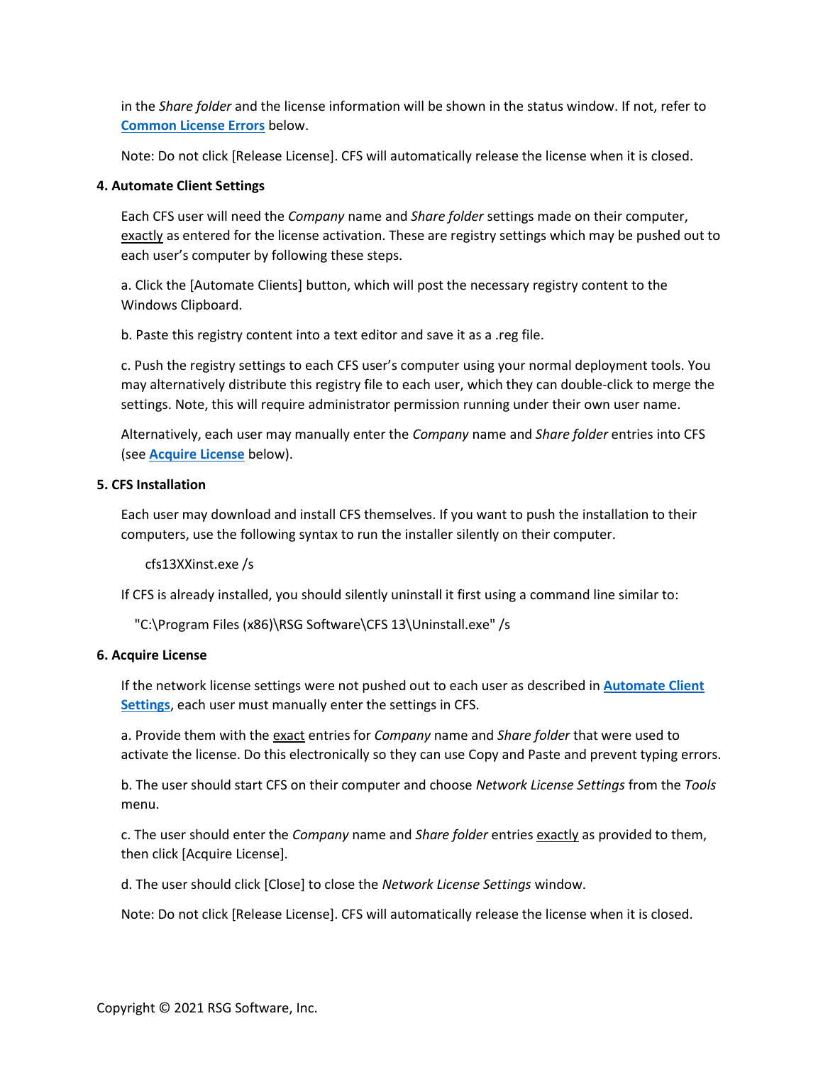in the *Share folder* and the license information will be shown in the status window. If not, refer to **Common License Errors** below.

Note: Do not click [Release License]. CFS will automatically release the license when it is closed.

**4. Automate Client Settings**

Each CFS user will need the *Company* name and *Share folder* settings made on their computer, exactly as entered for the license activation. These are registry settings which may be pushed out to each user's computer by following these steps.

a. Click the [Automate Clients] button, which will post the necessary registry content to the Windows Clipboard.

b. Paste this registry content into a text editor and save it as a .reg file.

c. Push the registry settings to each CFS user's computer using your normal deployment tools. You may alternatively distribute this registry file to each user, which they can double-click to merge the settings. Note, this will require administrator permission running under their own user name.

Alternatively, each user may manually enter the *Company* name and *Share folder* entries into CFS (see **Acquire License** below).

**5. CFS Installation**

Each user may download and install CFS themselves. If you want to push the installation to their computers, use the following syntax to run the installer silently on their computer.

```
cfs13XXinst.exe /s
```

If CFS is already installed, you should silently uninstall it first using a command line similar to:

```
"C:\Program Files (x86)\RSG Software\CFS 13\Uninstall.exe" /s
```

**6. Acquire License**

If the network license settings were not pushed out to each user as described in **Automate Client Settings**, each user must manually enter the settings in CFS.

a. Provide them with the exact entries for *Company* name and *Share folder* that were used to activate the license. Do this electronically so they can use Copy and Paste and prevent typing errors.

b. The user should start CFS on their computer and choose *Network License Settings* from the *Tools* menu.

c. The user should enter the *Company* name and *Share folder* entries exactly as provided to them, then click [Acquire License].

d. The user should click [Close] to close the *Network License Settings* window.

Note: Do not click [Release License]. CFS will automatically release the license when it is closed.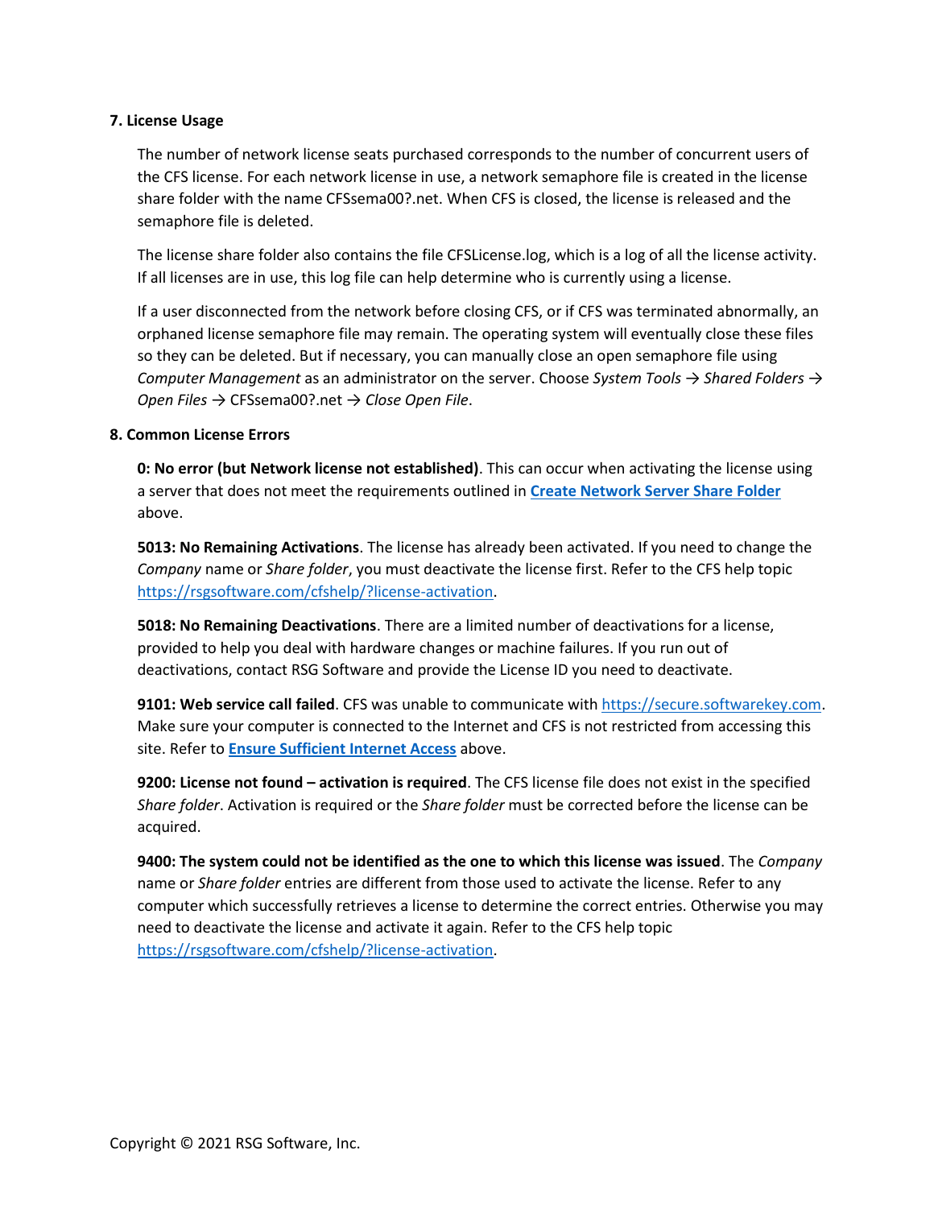**7. License Usage**

The number of network license seats purchased corresponds to the number of concurrent users of the CFS license. For each network license in use, a network semaphore file is created in the license share folder with the name CFSsema00?.net. When CFS is closed, the license is released and the semaphore file is deleted.

The license share folder also contains the file CFSLicense.log, which is a log of all the license activity. If all licenses are in use, this log file can help determine who is currently using a license.

If a user disconnected from the network before closing CFS, or if CFS was terminated abnormally, an orphaned license semaphore file may remain. The operating system will eventually close these files so they can be deleted. But if necessary, you can manually close an open semaphore file using *Computer Management* as an administrator on the server. Choose *System Tools* → *Shared Folders* → *Open Files* → CFSsema00?.net → *Close Open File*.

**8. Common License Errors**

**0: No error (but Network license not established)**. This can occur when activating the license using a server that does not meet the requirements outlined in **Create Network Server Share Folder** above.

**5013: No Remaining Activations**. The license has already been activated. If you need to change the *Company* name or *Share folder*, you must deactivate the license first. Refer to the CFS help topic https://rsgsoftware.com/cfshelp/?license-activation.

**5018: No Remaining Deactivations**. There are a limited number of deactivations for a license, provided to help you deal with hardware changes or machine failures. If you run out of deactivations, contact RSG Software and provide the License ID you need to deactivate.

**9101: Web service call failed**. CFS was unable to communicate with https://secure.softwarekey.com. Make sure your computer is connected to the Internet and CFS is not restricted from accessing this site. Refer to **Ensure Sufficient Internet Access** above.

**9200: License not found – activation is required**. The CFS license file does not exist in the specified *Share folder*. Activation is required or the *Share folder* must be corrected before the license can be acquired.

**9400: The system could not be identified as the one to which this license was issued**. The *Company* name or *Share folder* entries are different from those used to activate the license. Refer to any computer which successfully retrieves a license to determine the correct entries. Otherwise you may need to deactivate the license and activate it again. Refer to the CFS help topic https://rsgsoftware.com/cfshelp/?license-activation.

Copyright © 2021 RSG Software, Inc.